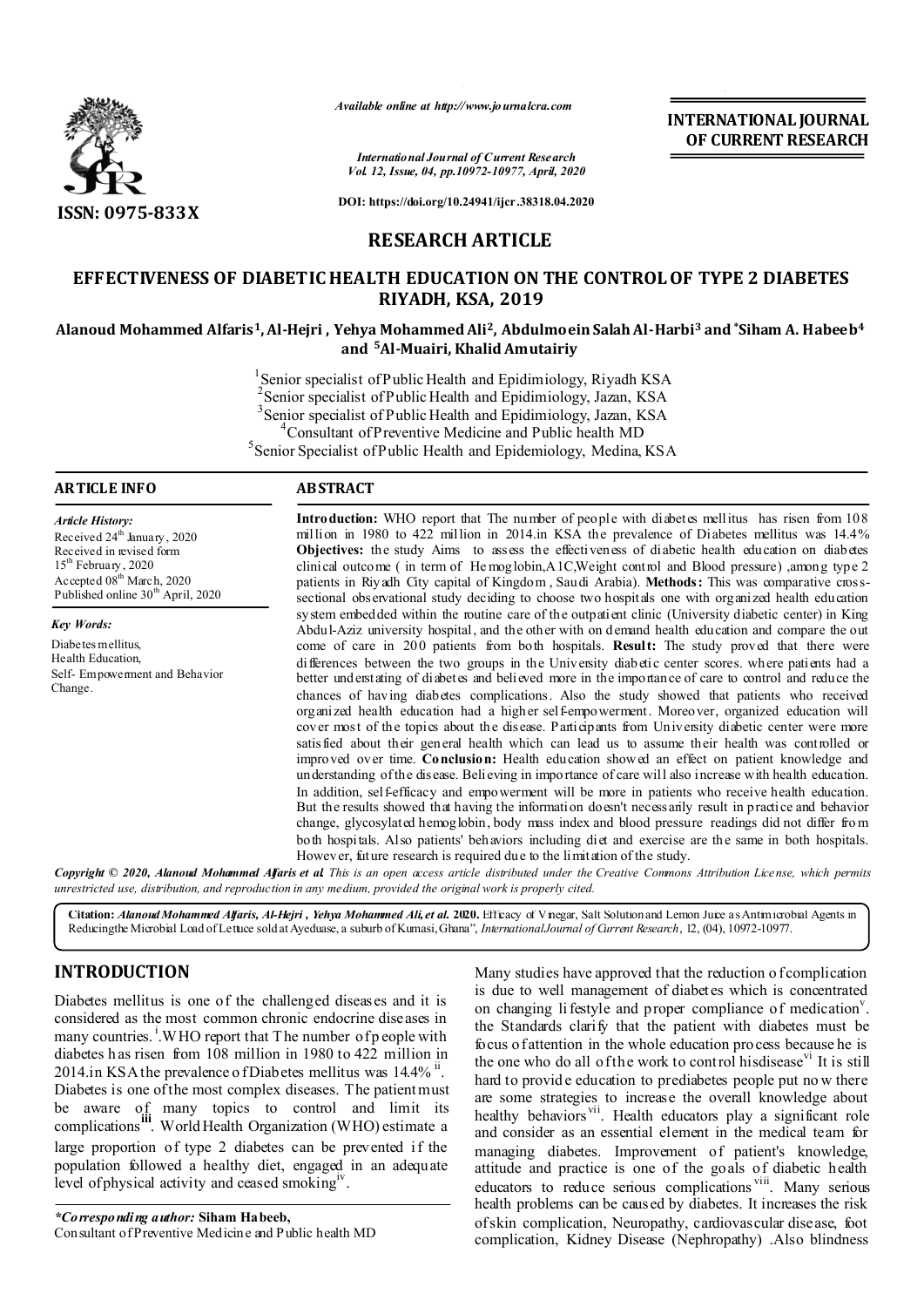Available online at http://www.journalcra.com

International Journal of Current Research
Vol. 12, Issue, 04, pp.10972-10977, April, 2020

DOI: https://doi.org/10.24941/ijcr.38318.04.2020

ISSN: 0975-833X

INTERNATIONAL JOURNAL OF CURRENT RESEARCH

## RESEARCH ARTICLE

# EFFECTIVENESS OF DIABETIC HEALTH EDUCATION ON THE CONTROL OF TYPE 2 DIABETES RIYADH, KSA, 2019

**Alanoud Mohammed Alfaris[1], Al-Hejri , Yehya Mohammed Ali[2], Abdulmoein Salah Al-Harbi[3] and *Siham A. Habeeb[4] and [5]Al-Muairi, Khalid Amutairiy**

[1]Senior specialist of Public Health and Epidimiology, Riyadh KSA
[2]Senior specialist of Public Health and Epidimiology, Jazan, KSA
[3]Senior specialist of Public Health and Epidimiology, Jazan, KSA
[4]Consultant of Preventive Medicine and Public health MD
[5]Senior Specialist of Public Health and Epidemiology, Medina, KSA

### ARTICLE INFO

*Article History:*
Received 24th January, 2020
Received in revised form
15th February, 2020
Accepted 08th March, 2020
Published online 30th April, 2020

*Key Words:*
Diabetes mellitus,
Health Education,
Self- Empowerment and Behavior Change.

### ABSTRACT

**Introduction:** WHO report that The number of people with diabetes mellitus has risen from 108 million in 1980 to 422 million in 2014.in KSA the prevalence of Diabetes mellitus was 14.4% **Objectives:** the study Aims to assess the effectiveness of diabetic health education on diabetes clinical outcome ( in term of Hemoglobin,A1C,Weight control and Blood pressure) ,among type 2 patients in Riyadh City capital of Kingdom , Saudi Arabia). **Methods:** This was comparative cross-sectional observational study deciding to choose two hospitals one with organized health education system embedded within the routine care of the outpatient clinic (University diabetic center) in King Abdul-Aziz university hospital, and the other with on demand health education and compare the out come of care in 200 patients from both hospitals. **Result:** The study proved that there were differences between the two groups in the University diabetic center scores. where patients had a better understating of diabetes and believed more in the importance of care to control and reduce the chances of having diabetes complications. Also the study showed that patients who received organized health education had a higher self-empowerment. Moreover, organized education will cover most of the topics about the disease. Participants from University diabetic center were more satisfied about their general health which can lead us to assume their health was controlled or improved over time. **Conclusion:** Health education showed an effect on patient knowledge and understanding of the disease. Believing in importance of care will also increase with health education. In addition, self-efficacy and empowerment will be more in patients who receive health education. But the results showed that having the information doesn't necessarily result in practice and behavior change, glycosylated hemoglobin, body mass index and blood pressure readings did not differ from both hospitals. Also patients' behaviors including diet and exercise are the same in both hospitals. However, future research is required due to the limitation of the study.

***Copyright © 2020, Alanoud Mohammed Alfaris et al.*** *This is an open access article distributed under the Creative Commons Attribution License, which permits unrestricted use, distribution, and reproduction in any medium, provided the original work is properly cited.*

**Citation:** ***Alanoud Mohammed Alfaris, Al-Hejri , Yehya Mohammed Ali, et al. 2020.*** Efficacy of Vinegar, Salt Solution and Lemon Juice as Antimicrobial Agents in Reducingthe Microbial Load of Lettuce sold at Ayeduase, a suburb of Kumasi, Ghana", *International Journal of Current Research*, 12, (04), 10972-10977.

## INTRODUCTION

Diabetes mellitus is one of the challenged diseases and it is considered as the most common chronic endocrine diseases in many countries. [i].WHO report that The number of people with diabetes has risen from 108 million in 1980 to 422 million in 2014.in KSA the prevalence of Diabetes mellitus was 14.4% [ii]. Diabetes is one of the most complex diseases. The patient must be aware of many topics to control and limit its complications[iii]. World Health Organization (WHO) estimate a large proportion of type 2 diabetes can be prevented if the population followed a healthy diet, engaged in an adequate level of physical activity and ceased smoking[iv].

Many studies have approved that the reduction of complication is due to well management of diabetes which is concentrated on changing lifestyle and proper compliance of medication[v]. the Standards clarify that the patient with diabetes must be focus of attention in the whole education process because he is the one who do all of the work to control his disease[vi] It is still hard to provide education to prediabetes people put now there are some strategies to increase the overall knowledge about healthy behaviors[vii]. Health educators play a significant role and consider as an essential element in the medical team for managing diabetes. Improvement of patient's knowledge, attitude and practice is one of the goals of diabetic health educators to reduce serious complications[viii]. Many serious health problems can be caused by diabetes. It increases the risk of skin complication, Neuropathy, cardiovascular disease, foot complication, Kidney Disease (Nephropathy) .Also blindness

*Corresponding author:* **Siham Habeeb,**
Consultant of Preventive Medicine and Public health MD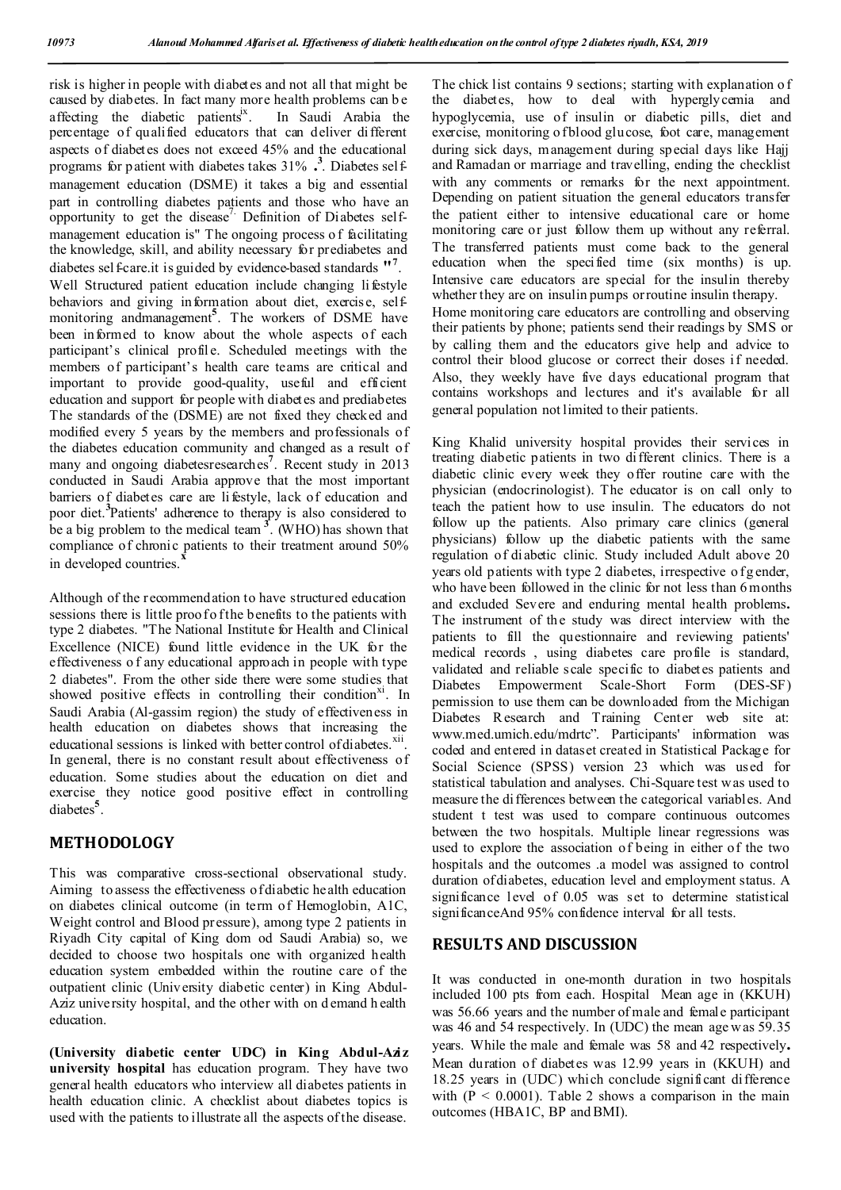risk is higher in people with diabetes and not all that might be caused by diabetes. In fact many more health problems can be affecting the diabetic patients[ix]. In Saudi Arabia the percentage of qualified educators that can deliver different aspects of diabetes does not exceed 45% and the educational programs for patient with diabetes takes 31% .[3]. Diabetes self-management education (DSME) it takes a big and essential part in controlling diabetes patients and those who have an opportunity to get the disease[7]. Definition of Diabetes self-management education is" The ongoing process of facilitating the knowledge, skill, and ability necessary for prediabetes and diabetes self-care.it is guided by evidence-based standards "[7]. Well Structured patient education include changing lifestyle behaviors and giving information about diet, exercise, self-monitoring andmanagement[5]. The workers of DSME have been informed to know about the whole aspects of each participant's clinical profile. Scheduled meetings with the members of participant's health care teams are critical and important to provide good-quality, useful and efficient education and support for people with diabetes and prediabetes The standards of the (DSME) are not fixed they checked and modified every 5 years by the members and professionals of the diabetes education community and changed as a result of many and ongoing diabetesresearches[7]. Recent study in 2013 conducted in Saudi Arabia approve that the most important barriers of diabetes care are lifestyle, lack of education and poor diet.[3]Patients' adherence to therapy is also considered to be a big problem to the medical team [3]. (WHO) has shown that compliance of chronic patients to their treatment around 50% in developed countries.[x]

Although of the recommendation to have structured education sessions there is little proof of the benefits to the patients with type 2 diabetes. "The National Institute for Health and Clinical Excellence (NICE) found little evidence in the UK for the effectiveness of any educational approach in people with type 2 diabetes". From the other side there were some studies that showed positive effects in controlling their condition[xi]. In Saudi Arabia (Al-gassim region) the study of effectiveness in health education on diabetes shows that increasing the educational sessions is linked with better control of diabetes.[xii]. In general, there is no constant result about effectiveness of education. Some studies about the education on diet and exercise they notice good positive effect in controlling diabetes[5].

## METHODOLOGY

This was comparative cross-sectional observational study. Aiming to assess the effectiveness of diabetic health education on diabetes clinical outcome (in term of Hemoglobin, A1C, Weight control and Blood pressure), among type 2 patients in Riyadh City capital of King dom of Saudi Arabia) so, we decided to choose two hospitals one with organized health education system embedded within the routine care of the outpatient clinic (University diabetic center) in King Abdul-Aziz university hospital, and the other with on demand health education.

**(University diabetic center UDC) in King Abdul-Aziz university hospital** has education program. They have two general health educators who interview all diabetes patients in health education clinic. A checklist about diabetes topics is used with the patients to illustrate all the aspects of the disease. The chick list contains 9 sections; starting with explanation of the diabetes, how to deal with hyperglycemia and hypoglycemia, use of insulin or diabetic pills, diet and exercise, monitoring of blood glucose, foot care, management during sick days, management during special days like Hajj and Ramadan or marriage and travelling, ending the checklist with any comments or remarks for the next appointment. Depending on patient situation the general educators transfer the patient either to intensive educational care or home monitoring care or just follow them up without any referral. The transferred patients must come back to the general education when the specified time (six months) is up. Intensive care educators are special for the insulin thereby whether they are on insulin pumps or routine insulin therapy. Home monitoring care educators are controlling and observing their patients by phone; patients send their readings by SMS or by calling them and the educators give help and advice to control their blood glucose or correct their doses if needed. Also, they weekly have five days educational program that contains workshops and lectures and it's available for all general population not limited to their patients.

King Khalid university hospital provides their services in treating diabetic patients in two different clinics. There is a diabetic clinic every week they offer routine care with the physician (endocrinologist). The educator is on call only to teach the patient how to use insulin. The educators do not follow up the patients. Also primary care clinics (general physicians) follow up the diabetic patients with the same regulation of diabetic clinic. Study included Adult above 20 years old patients with type 2 diabetes, irrespective of gender, who have been followed in the clinic for not less than 6 months and excluded Severe and enduring mental health problems**.** The instrument of the study was direct interview with the patients to fill the questionnaire and reviewing patients' medical records , using diabetes care profile is standard, validated and reliable scale specific to diabetes patients and Diabetes Empowerment Scale-Short Form (DES-SF) permission to use them can be downloaded from the Michigan Diabetes Research and Training Center web site at: www.med.umich.edu/mdrtc". Participants' information was coded and entered in dataset created in Statistical Package for Social Science (SPSS) version 23 which was used for statistical tabulation and analyses. Chi-Square test was used to measure the differences between the categorical variables. And student t test was used to compare continuous outcomes between the two hospitals. Multiple linear regressions was used to explore the association of being in either of the two hospitals and the outcomes .a model was assigned to control duration of diabetes, education level and employment status. A significance level of 0.05 was set to determine statistical significanceAnd 95% confidence interval for all tests.

## RESULTS AND DISCUSSION

It was conducted in one-month duration in two hospitals included 100 pts from each. Hospital Mean age in (KKUH) was 56.66 years and the number of male and female participant was 46 and 54 respectively. In (UDC) the mean age was 59.35 years. While the male and female was 58 and 42 respectively**.** Mean duration of diabetes was 12.99 years in (KKUH) and 18.25 years in (UDC) which conclude significant difference with ($P < 0.0001$). Table 2 shows a comparison in the main outcomes (HBA1C, BP and BMI).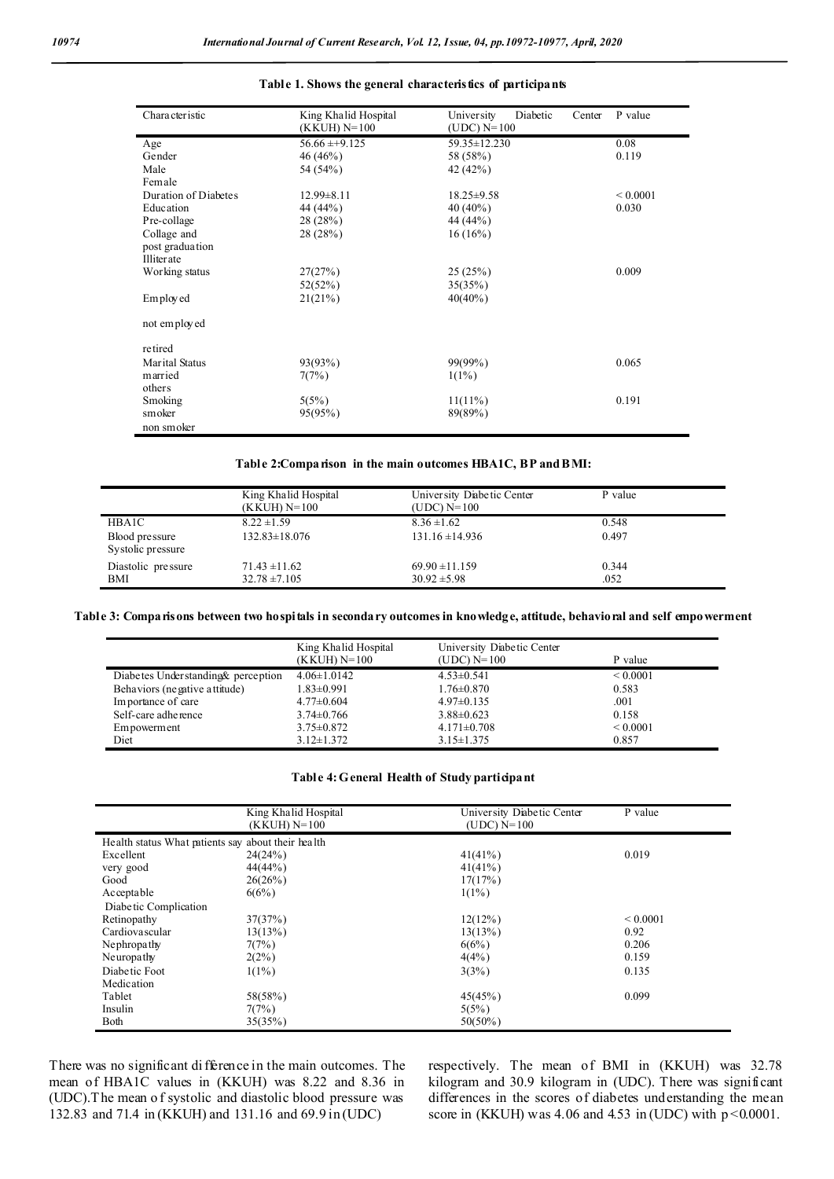**Table 1. Shows the general characteristics of participants**

| Characteristic | King Khalid Hospital (KKUH) N=100 | University Diabetic Center (UDC) N=100 | P value |
|---|---|---|---|
| Age | 56.66 ±+9.125 | 59.35±12.230 | 0.08 |
| Gender | 46 (46%) | 58 (58%) | 0.119 |
| Male | 54 (54%) | 42 (42%) | |
| Female | | | |
| Duration of Diabetes | 12.99±8.11 | 18.25±9.58 | < 0.0001 |
| Education | 44 (44%) | 40 (40%) | 0.030 |
| Pre-collage | 28 (28%) | 44 (44%) | |
| Collage and post graduation | 28 (28%) | 16 (16%) | |
| Illiterate | | | |
| Working status | 27(27%) | 25 (25%) | 0.009 |
| | 52(52%) | 35(35%) | |
| Employed | 21(21%) | 40(40%) | |
| not employed | | | |
| retired | | | |
| Marital Status | 93(93%) | 99(99%) | 0.065 |
| married | 7(7%) | 1(1%) | |
| others | | | |
| Smoking | 5(5%) | 11(11%) | 0.191 |
| smoker | 95(95%) | 89(89%) | |
| non smoker | | | |

**Table 2:Comparison in the main outcomes HBA1C, BP and BMI:**

| | King Khalid Hospital (KKUH) N=100 | University Diabetic Center (UDC) N=100 | P value |
|---|---|---|---|
| HBA1C | 8.22 ±1.59 | 8.36 ±1.62 | 0.548 |
| Blood pressure Systolic pressure | 132.83±18.076 | 131.16 ±14.936 | 0.497 |
| Diastolic pressure | 71.43 ±11.62 | 69.90 ±11.159 | 0.344 |
| BMI | 32.78 ±7.105 | 30.92 ±5.98 | .052 |

**Table 3: Comparisons between two hospitals in secondary outcomes in knowledge, attitude, behavioral and self empowerment**

| | King Khalid Hospital (KKUH) N=100 | University Diabetic Center (UDC) N=100 | P value |
|---|---|---|---|
| Diabetes Understanding& perception | 4.06±1.0142 | 4.53±0.541 | < 0.0001 |
| Behaviors (negative attitude) | 1.83±0.991 | 1.76±0.870 | 0.583 |
| Importance of care | 4.77±0.604 | 4.97±0.135 | .001 |
| Self-care adherence | 3.74±0.766 | 3.88±0.623 | 0.158 |
| Empowerment | 3.75±0.872 | 4.171±0.708 | < 0.0001 |
| Diet | 3.12±1.372 | 3.15±1.375 | 0.857 |

**Table 4: General Health of Study participant**

| | King Khalid Hospital (KKUH) N=100 | University Diabetic Center (UDC) N=100 | P value |
|---|---|---|---|
| Health status What patients say about their health | | | |
| Excellent | 24(24%) | 41(41%) | 0.019 |
| very good | 44(44%) | 41(41%) | |
| Good | 26(26%) | 17(17%) | |
| Acceptable | 6(6%) | 1(1%) | |
| Diabetic Complication | | | |
| Retinopathy | 37(37%) | 12(12%) | < 0.0001 |
| Cardiovascular | 13(13%) | 13(13%) | 0.92 |
| Nephropathy | 7(7%) | 6(6%) | 0.206 |
| Neuropathy | 2(2%) | 4(4%) | 0.159 |
| Diabetic Foot | 1(1%) | 3(3%) | 0.135 |
| Medication | | | |
| Tablet | 58(58%) | 45(45%) | 0.099 |
| Insulin | 7(7%) | 5(5%) | |
| Both | 35(35%) | 50(50%) | |

There was no significant difference in the main outcomes. The mean of HBA1C values in (KKUH) was 8.22 and 8.36 in (UDC).The mean of systolic and diastolic blood pressure was 132.83 and 71.4 in (KKUH) and 131.16 and 69.9 in (UDC) respectively. The mean of BMI in (KKUH) was 32.78 kilogram and 30.9 kilogram in (UDC). There was significant differences in the scores of diabetes understanding the mean score in (KKUH) was 4.06 and 4.53 in (UDC) with $p<0.0001$.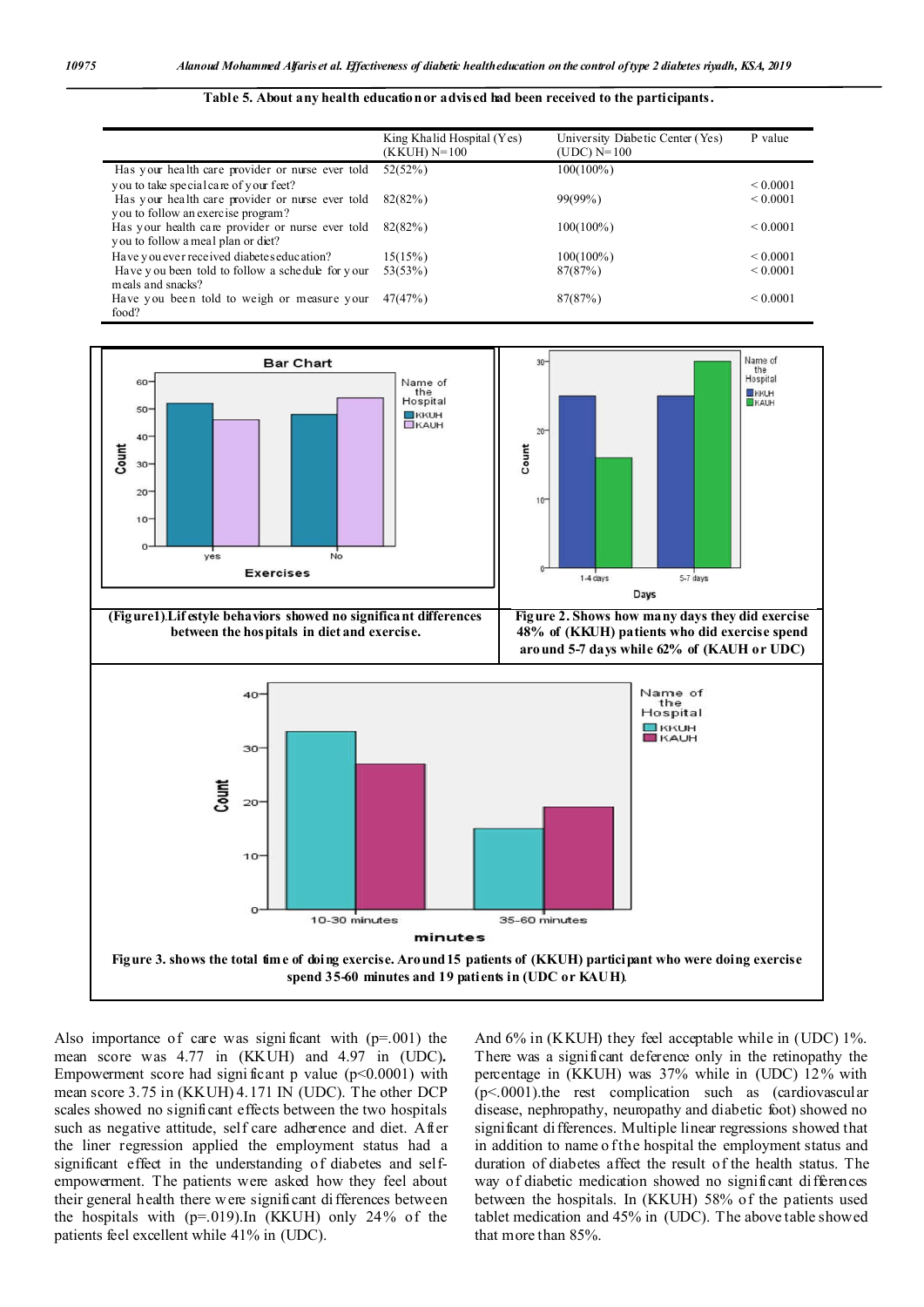**Table 5. About any health education or advised had been received to the participants.**

| | King Khalid Hospital (Yes) (KKUH) N=100 | University Diabetic Center (Yes) (UDC) N=100 | P value |
|---|---|---|---|
| Has your health care provider or nurse ever told you to take special care of your feet? | 52(52%) | 100(100%) | < 0.0001 |
| Has your health care provider or nurse ever told you to follow an exercise program? | 82(82%) | 99(99%) | < 0.0001 |
| Has your health care provider or nurse ever told you to follow a meal plan or diet? | 82(82%) | 100(100%) | < 0.0001 |
| Have you ever received diabetes education? | 15(15%) | 100(100%) | < 0.0001 |
| Have you been told to follow a schedule for your meals and snacks? | 53(53%) | 87(87%) | < 0.0001 |
| Have you been told to weigh or measure your food? | 47(47%) | 87(87%) | < 0.0001 |

**(Figure1).Lifestyle behaviors showed no significant differences between the hospitals in diet and exercise.**

**Figure 2. Shows how many days they did exercise 48% of (KKUH) patients who did exercise spend around 5-7 days while 62% of (KAUH or UDC)**

**Figure 3. shows the total time of doing exercise. Around 15 patients of (KKUH) participant who were doing exercise spend 35-60 minutes and 19 patients in (UDC or KAUH).**

Also importance of care was significant with (p=.001) the mean score was 4.77 in (KKUH) and 4.97 in (UDC). Empowerment score had significant p value (p<0.0001) with mean score 3.75 in (KKUH) 4.171 IN (UDC). The other DCP scales showed no significant effects between the two hospitals such as negative attitude, self care adherence and diet. After the liner regression applied the employment status had a significant effect in the understanding of diabetes and self-empowerment. The patients were asked how they feel about their general health there were significant differences between the hospitals with (p=.019).In (KKUH) only 24% of the patients feel excellent while 41% in (UDC).

And 6% in (KKUH) they feel acceptable while in (UDC) 1%. There was a significant deference only in the retinopathy the percentage in (KKUH) was 37% while in (UDC) 12% with (p<.0001).the rest complication such as (cardiovascular disease, nephropathy, neuropathy and diabetic foot) showed no significant differences. Multiple linear regressions showed that in addition to name of the hospital the employment status and duration of diabetes affect the result of the health status. The way of diabetic medication showed no significant differences between the hospitals. In (KKUH) 58% of the patients used tablet medication and 45% in (UDC). The above table showed that more than 85%.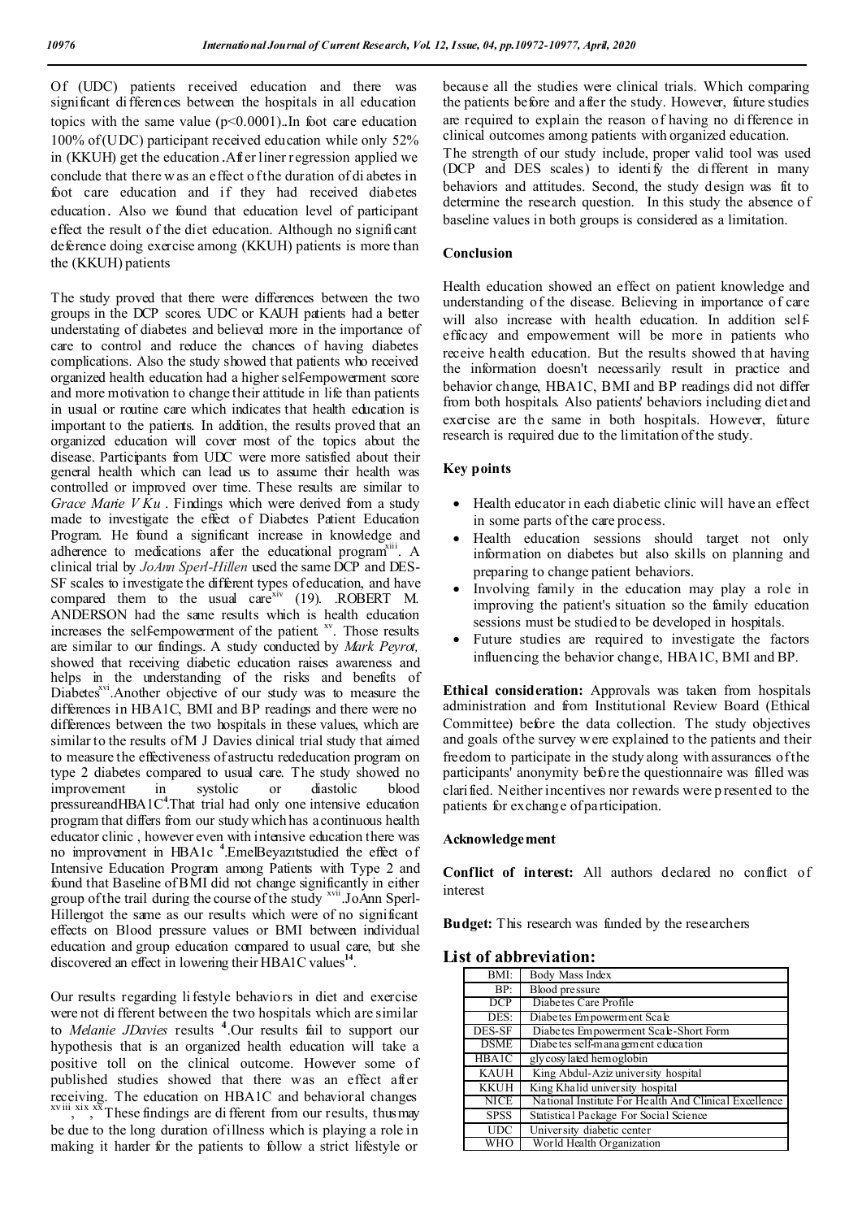Of (UDC) patients received education and there was significant differences between the hospitals in all education topics with the same value ($p<0.0001$)..In foot care education 100% of (UDC) participant received education while only 52% in (KKUH) get the education .After liner regression applied we conclude that there was an effect of the duration of diabetes in foot care education and if they had received diabetes education. Also we found that education level of participant effect the result of the diet education. Although no significant deference doing exercise among (KKUH) patients is more than the (KKUH) patients

The study proved that there were differences between the two groups in the DCP scores. UDC or KAUH patients had a better understating of diabetes and believed more in the importance of care to control and reduce the chances of having diabetes complications. Also the study showed that patients who received organized health education had a higher self-empowerment score and more motivation to change their attitude in life than patients in usual or routine care which indicates that health education is important to the patients. In addition, the results proved that an organized education will cover most of the topics about the disease. Participants from UDC were more satisfied about their general health which can lead us to assume their health was controlled or improved over time. These results are similar to *Grace Marie V Ku* . Findings which were derived from a study made to investigate the effect of Diabetes Patient Education Program. He found a significant increase in knowledge and adherence to medications after the educational program[xiii]. A clinical trial by *JoAnn Sperl-Hillen* used the same DCP and DES-SF scales to investigate the different types of education, and have compared them to the usual care[xiv] (19). .ROBERT M. ANDERSON had the same results which is health education increases the self-empowerment of the patient [xv]. Those results are similar to our findings. A study conducted by *Mark Peyrot,* showed that receiving diabetic education raises awareness and helps in the understanding of the risks and benefits of Diabetes[xvi].Another objective of our study was to measure the differences in HBA1C, BMI and BP readings and there were no differences between the two hospitals in these values, which are similar to the results of M J Davies clinical trial study that aimed to measure the effectiveness of astructu rededucation program on type 2 diabetes compared to usual care. The study showed no improvement in systolic or diastolic blood pressureandHBA1C[4].That trial had only one intensive education program that differs from our study which has a continuous health educator clinic , however even with intensive education there was no improvement in HBA1c [4].EmelBeyazıtstudied the effect of Intensive Education Program among Patients with Type 2 and found that Baseline of BMI did not change significantly in either group of the trail during the course of the study [xvii].JoAnn Sperl-Hillengot the same as our results which were of no significant effects on Blood pressure values or BMI between individual education and group education compared to usual care, but she discovered an effect in lowering their HBA1C values[14].

Our results regarding lifestyle behaviors in diet and exercise were not different between the two hospitals which are similar to *Melanie JDavies* results [4].Our results fail to support our hypothesis that is an organized health education will take a positive toll on the clinical outcome. However some of published studies showed that there was an effect after receiving. The education on HBA1C and behavioral changes [xviii, xix, xx].These findings are different from our results, thus may be due to the long duration of illness which is playing a role in making it harder for the patients to follow a strict lifestyle or because all the studies were clinical trials. Which comparing the patients before and after the study. However, future studies are required to explain the reason of having no difference in clinical outcomes among patients with organized education.

The strength of our study include, proper valid tool was used (DCP and DES scales) to identify the different in many behaviors and attitudes. Second, the study design was fit to determine the research question. In this study the absence of baseline values in both groups is considered as a limitation.

## Conclusion

Health education showed an effect on patient knowledge and understanding of the disease. Believing in importance of care will also increase with health education. In addition self-efficacy and empowerment will be more in patients who receive health education. But the results showed that having the information doesn't necessarily result in practice and behavior change, HBA1C, BMI and BP readings did not differ from both hospitals. Also patients' behaviors including diet and exercise are the same in both hospitals. However, future research is required due to the limitation of the study.

## Key points

- Health educator in each diabetic clinic will have an effect in some parts of the care process.
- Health education sessions should target not only information on diabetes but also skills on planning and preparing to change patient behaviors.
- Involving family in the education may play a role in improving the patient's situation so the family education sessions must be studied to be developed in hospitals.
- Future studies are required to investigate the factors influencing the behavior change, HBA1C, BMI and BP.

**Ethical consideration:** Approvals was taken from hospitals administration and from Institutional Review Board (Ethical Committee) before the data collection. The study objectives and goals of the survey were explained to the patients and their freedom to participate in the study along with assurances of the participants' anonymity before the questionnaire was filled was clarified. Neither incentives nor rewards were presented to the patients for exchange of participation.

## Acknowledgement

**Conflict of interest:** All authors declared no conflict of interest

**Budget:** This research was funded by the researchers

## List of abbreviation:

| | |
|---|---|
| BMI: | Body Mass Index |
| BP: | Blood pressure |
| DCP | Diabetes Care Profile |
| DES: | Diabetes Empowerment Scale |
| DES-SF | Diabetes Empowerment Scale-Short Form |
| DSME | Diabetes self-management education |
| HBA1C | glycosylated hemoglobin |
| KAUH | King Abdul-Aziz university hospital |
| KKUH | King Khalid university hospital |
| NICE | National Institute For Health And Clinical Excellence |
| SPSS | Statistical Package For Social Science |
| UDC | University diabetic center |
| WHO | World Health Organization |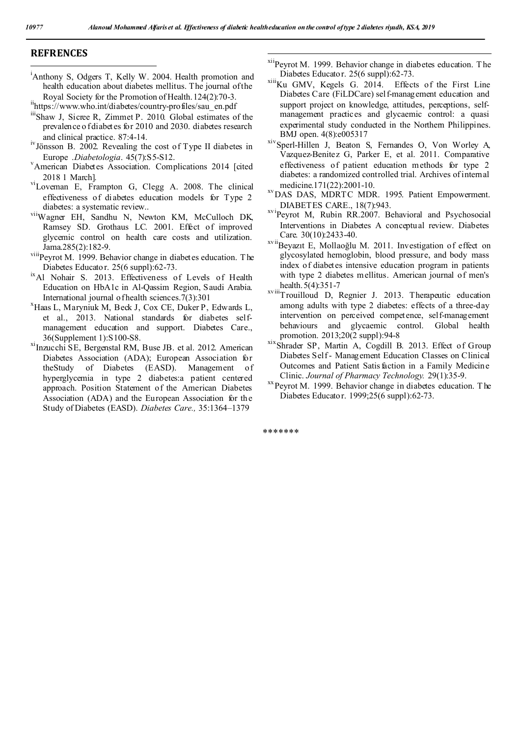## REFRENCES

[i] Anthony S, Odgers T, Kelly W. 2004. Health promotion and health education about diabetes mellitus. The journal of the Royal Society for the Promotion of Health. 124(2):70-3.

[ii] https://www.who.int/diabetes/country-profiles/sau_en.pdf

[iii] Shaw J, Sicree R, Zimmet P. 2010. Global estimates of the prevalence of diabetes for 2010 and 2030. diabetes research and clinical practice. 87:4-14.

[iv] Jönsson B. 2002. Revealing the cost of Type II diabetes in Europe .*Diabetologia*. 45(7):S5-S12.

[v] American Diabetes Association. Complications 2014 [cited 2018 1 March].

[vi] Loveman E, Frampton G, Clegg A. 2008. The clinical effectiveness of diabetes education models for Type 2 diabetes: a systematic review..

[vii] Wagner EH, Sandhu N, Newton KM, McCulloch DK, Ramsey SD. Grothaus LC. 2001. Effect of improved glycemic control on health care costs and utilization. Jama.285(2):182-9.

[viii] Peyrot M. 1999. Behavior change in diabetes education. The Diabetes Educator. 25(6 suppl):62-73.

[ix] Al Nohair S. 2013. Effectiveness of Levels of Health Education on HbA1c in Al-Qassim Region, Saudi Arabia. International journal of health sciences.7(3):301

[x] Haas L, Maryniuk M, Beck J, Cox CE, Duker P, Edwards L, et al., 2013. National standards for diabetes self-management education and support. Diabetes Care., 36(Supplement 1):S100-S8.

[xi] Inzucchi SE, Bergenstal RM, Buse JB. et al. 2012. American Diabetes Association (ADA); European Association for theStudy of Diabetes (EASD). Management of hyperglycemia in type 2 diabetes:a patient centered approach. Position Statement of the American Diabetes Association (ADA) and the European Association for the Study of Diabetes (EASD). *Diabetes Care.,* 35:1364–1379

[xii] Peyrot M. 1999. Behavior change in diabetes education. The Diabetes Educator. 25(6 suppl):62-73.

[xiii] Ku GMV, Kegels G. 2014. Effects of the First Line Diabetes Care (FiLDCare) self-management education and support project on knowledge, attitudes, perceptions, self-management practices and glycaemic control: a quasi experimental study conducted in the Northern Philippines. BMJ open. 4(8):e005317

[xiv] Sperl-Hillen J, Beaton S, Fernandes O, Von Worley A, Vazquez-Benitez G, Parker E, et al. 2011. Comparative effectiveness of patient education methods for type 2 diabetes: a randomized controlled trial. Archives of internal medicine.171(22):2001-10.

[xv] DAS DAS, MDRTC MDR. 1995. Patient Empowerment. DIABETES CARE., 18(7):943.

[xvi] Peyrot M, Rubin RR.2007. Behavioral and Psychosocial Interventions in Diabetes A conceptual review. Diabetes Care. 30(10):2433-40.

[xvii] Beyazıt E, Mollaoğlu M. 2011. Investigation of effect on glycosylated hemoglobin, blood pressure, and body mass index of diabetes intensive education program in patients with type 2 diabetes mellitus. American journal of men's health. 5(4):351-7

[xviii] Trouilloud D, Regnier J. 2013. Therapeutic education among adults with type 2 diabetes: effects of a three-day intervention on perceived competence, self-management behaviours and glycaemic control. Global health promotion. 2013;20(2 suppl):94-8

[xix] Shrader SP, Martin A, Cogdill B. 2013. Effect of Group Diabetes Self - Management Education Classes on Clinical Outcomes and Patient Satisfaction in a Family Medicine Clinic. *Journal of Pharmacy Technology.* 29(1):35-9.

[xx] Peyrot M. 1999. Behavior change in diabetes education. The Diabetes Educator. 1999;25(6 suppl):62-73.

\*\*\*\*\*\*\*